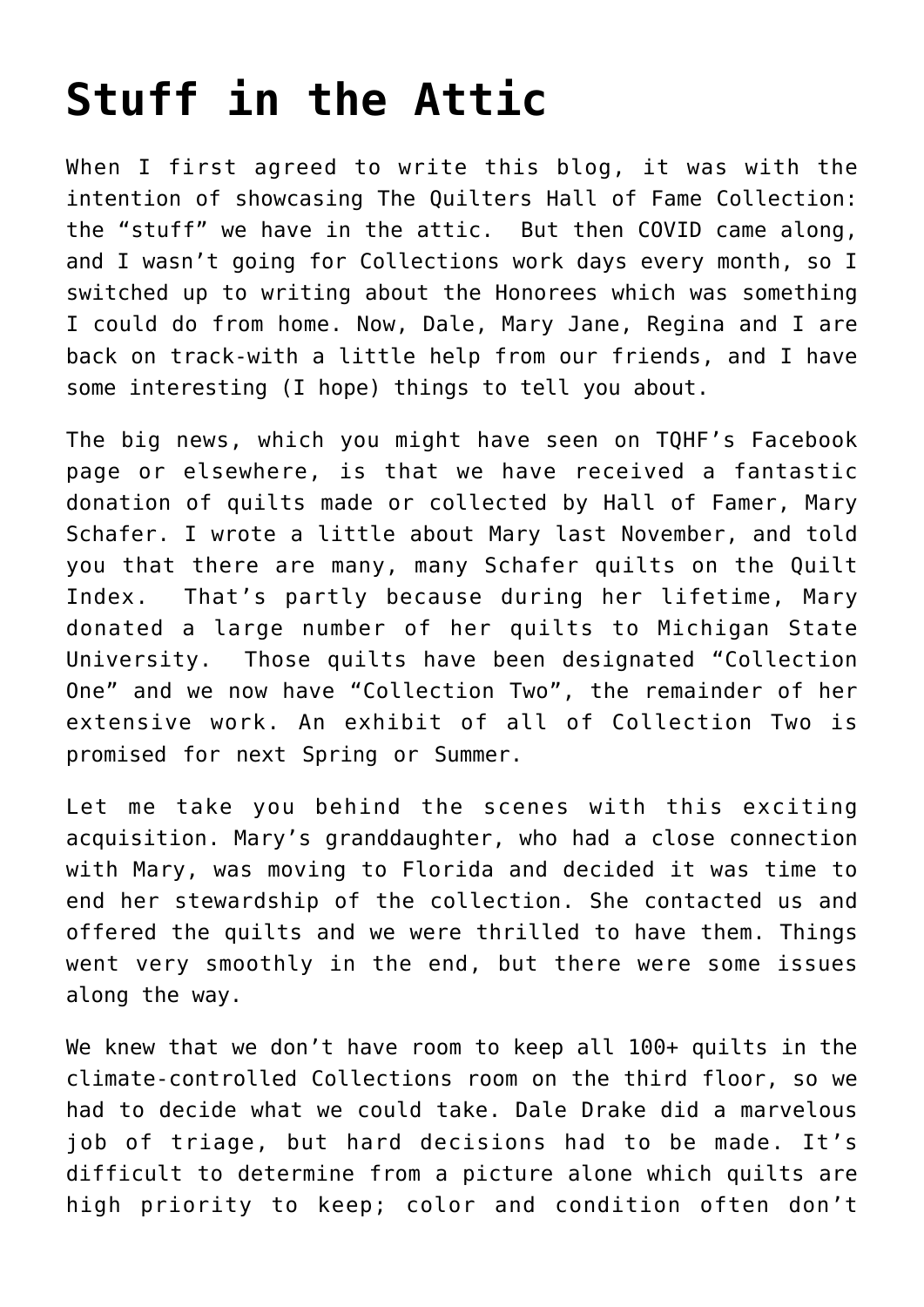# Stuff in the Attic

When I first agreed to write this blog, it was with the intention of showcasing The Quilters Hall of Fame Collection: the "stuff" we have in the attic. But then COVID came along, and I wasn't going for Collections work days every month, so I switched up to writing about the Honorees which was something I could do from home. Now, Dale, Mary Jane, Regina and I are back on track-with a little help from our friends, and I have some interesting (I hope) things to tell you about.

The big news, which you might have seen on TQHF's Facebook page or elsewhere, is that we have received a fantastic donation of quilts made or collected by Hall of Famer, Mary Schafer. I wrote a little about Mary last November, and told you that there are many, many Schafer quilts on the Quilt Index. That's partly because during her lifetime, Mary donated a large number of her quilts to Michigan State University. Those quilts have been designated "Collection One" and we now have "Collection Two", the remainder of her extensive work. An exhibit of all of Collection Two is promised for next Spring or Summer.

Let me take you behind the scenes with this exciting acquisition. Mary's granddaughter, who had a close connection with Mary, was moving to Florida and decided it was time to end her stewardship of the collection. She contacted us and offered the quilts and we were thrilled to have them. Things went very smoothly in the end, but there were some issues along the way.

We knew that we don't have room to keep all 100+ quilts in the climate-controlled Collections room on the third floor, so we had to decide what we could take. Dale Drake did a marvelous job of triage, but hard decisions had to be made. It's difficult to determine from a picture alone which quilts are high priority to keep; color and condition often don't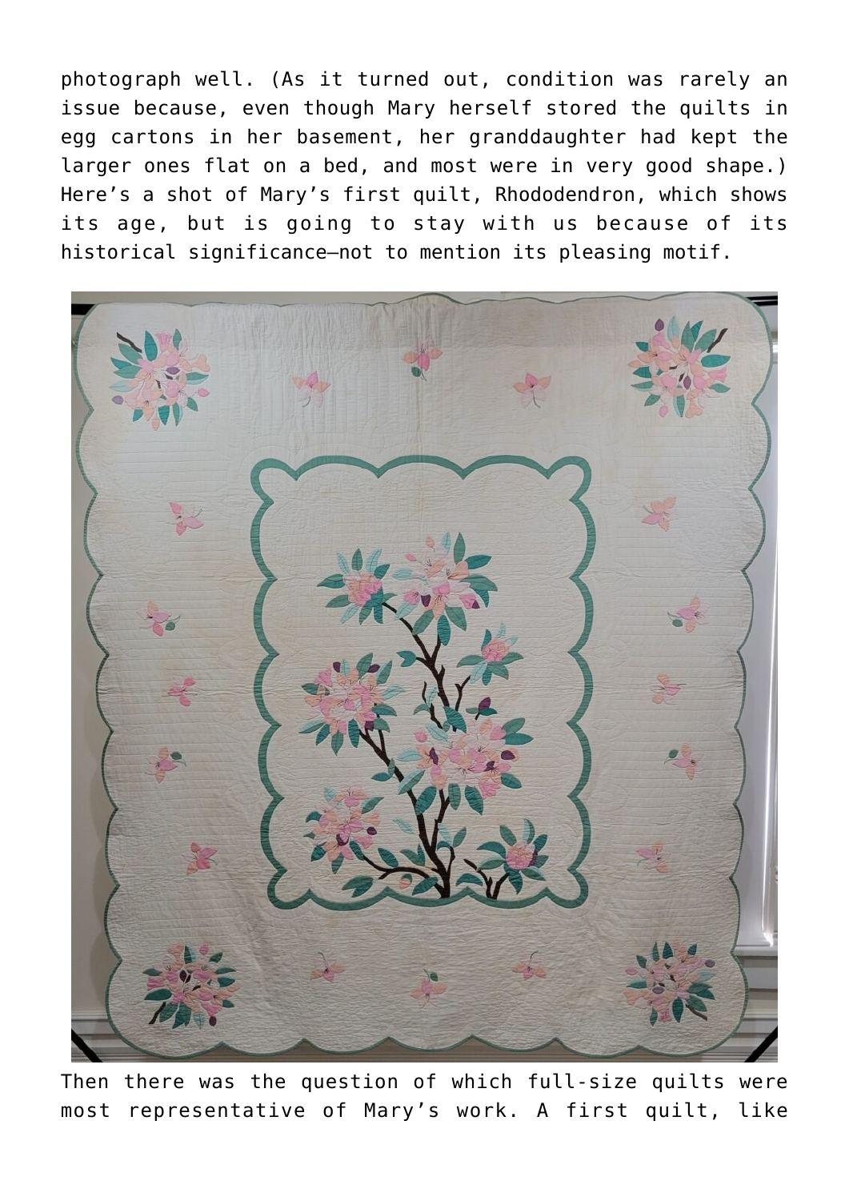photograph well. (As it turned out, condition was rarely an issue because, even though Mary herself stored the quilts in egg cartons in her basement, her granddaughter had kept the larger ones flat on a bed, and most were in very good shape.) Here's a shot of Mary's first quilt, Rhododendron, which shows its age, but is going to stay with us because of its historical significance—not to mention its pleasing motif.

Then there was the question of which full-size quilts were most representative of Mary's work. A first quilt, like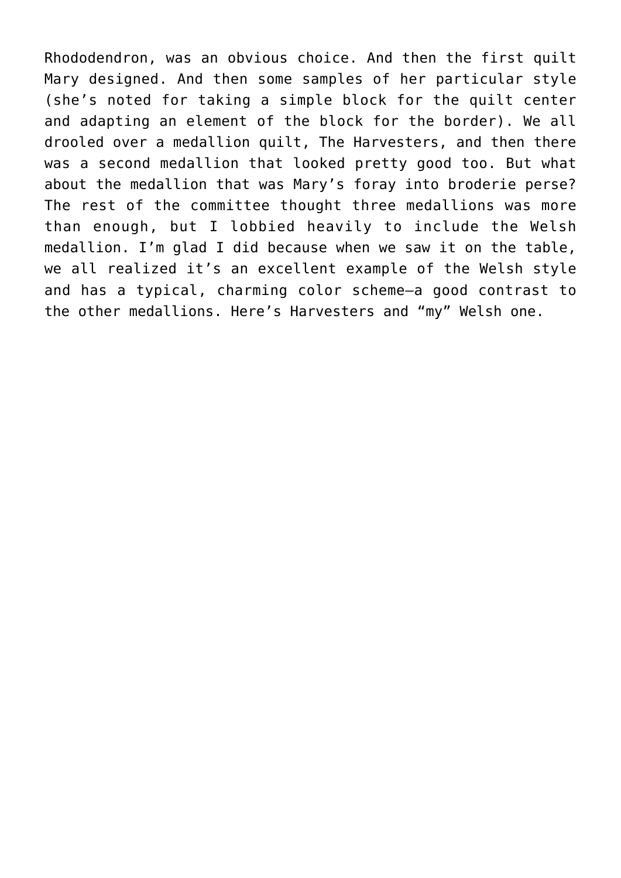Rhododendron, was an obvious choice. And then the first quilt Mary designed. And then some samples of her particular style (she's noted for taking a simple block for the quilt center and adapting an element of the block for the border). We all drooled over a medallion quilt, The Harvesters, and then there was a second medallion that looked pretty good too. But what about the medallion that was Mary's foray into broderie perse? The rest of the committee thought three medallions was more than enough, but I lobbied heavily to include the Welsh medallion. I'm glad I did because when we saw it on the table, we all realized it's an excellent example of the Welsh style and has a typical, charming color scheme—a good contrast to the other medallions. Here's Harvesters and "my" Welsh one.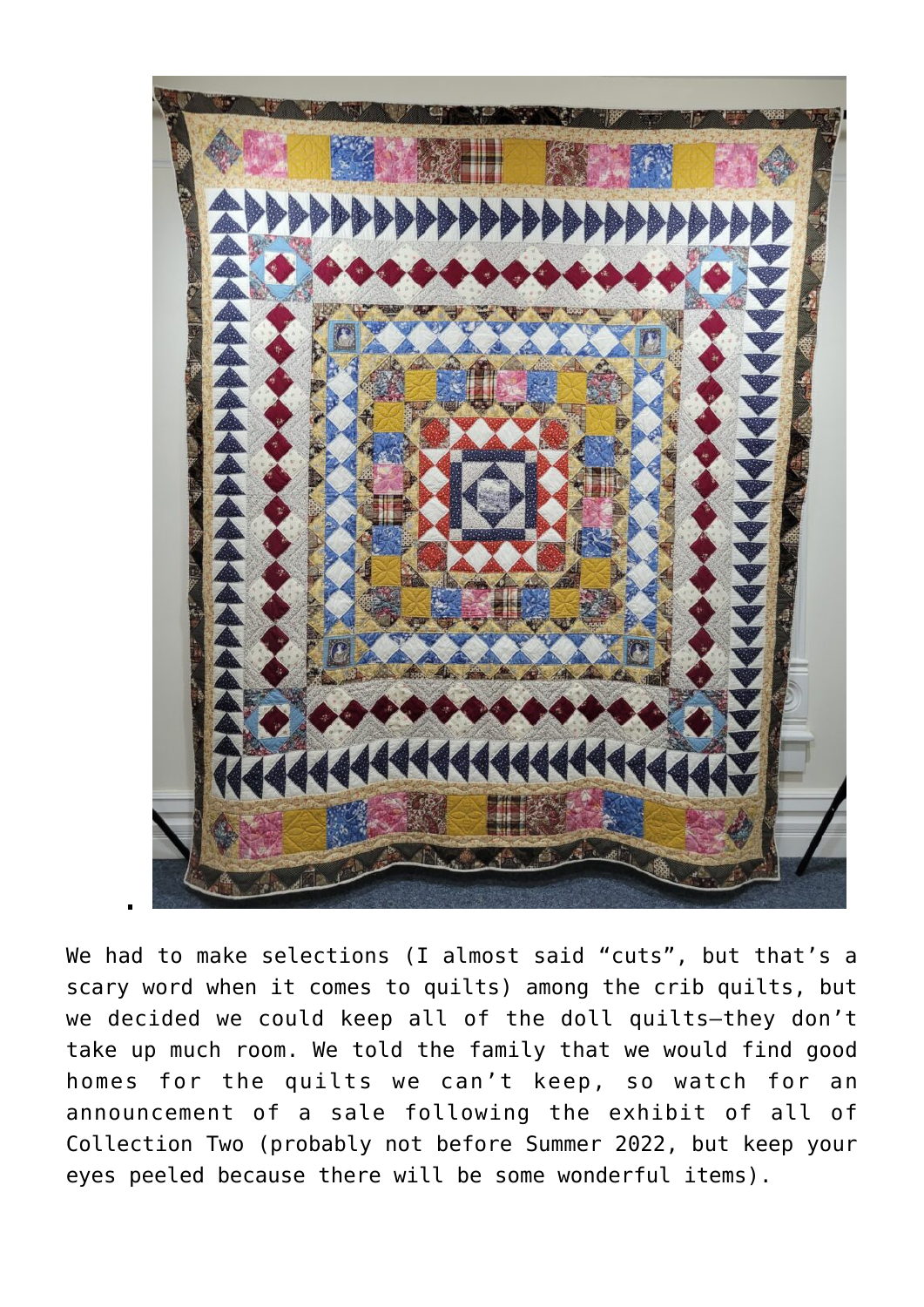We had to make selections (I almost said "cuts", but that's a scary word when it comes to quilts) among the crib quilts, but we decided we could keep all of the doll quilts—they don't take up much room. We told the family that we would find good homes for the quilts we can't keep, so watch for an announcement of a sale following the exhibit of all of Collection Two (probably not before Summer 2022, but keep your eyes peeled because there will be some wonderful items).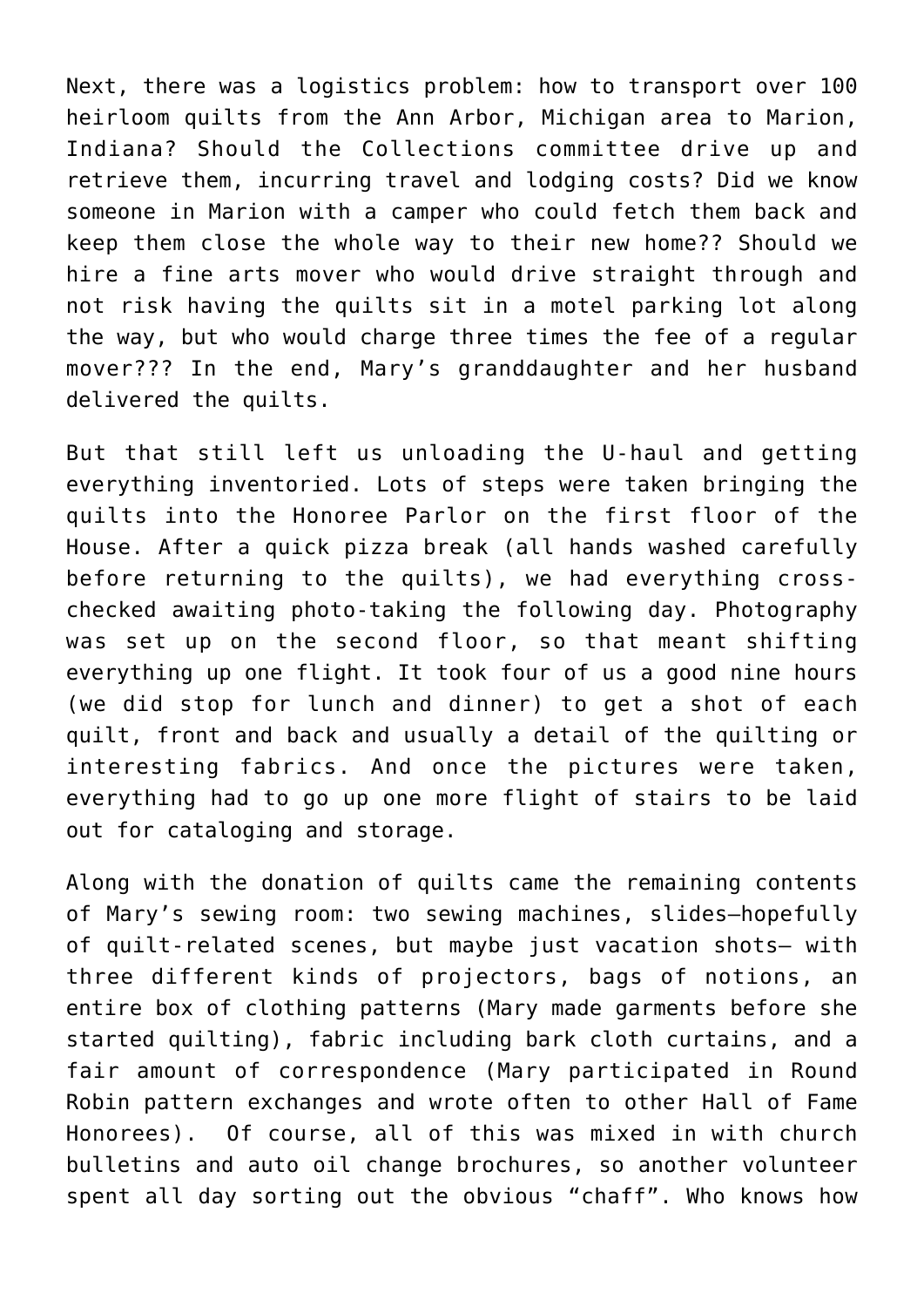Next, there was a logistics problem: how to transport over 100 heirloom quilts from the Ann Arbor, Michigan area to Marion, Indiana? Should the Collections committee drive up and retrieve them, incurring travel and lodging costs? Did we know someone in Marion with a camper who could fetch them back and keep them close the whole way to their new home?? Should we hire a fine arts mover who would drive straight through and not risk having the quilts sit in a motel parking lot along the way, but who would charge three times the fee of a regular mover??? In the end, Mary's granddaughter and her husband delivered the quilts.

But that still left us unloading the U-haul and getting everything inventoried. Lots of steps were taken bringing the quilts into the Honoree Parlor on the first floor of the House. After a quick pizza break (all hands washed carefully before returning to the quilts), we had everything cross-checked awaiting photo-taking the following day. Photography was set up on the second floor, so that meant shifting everything up one flight. It took four of us a good nine hours (we did stop for lunch and dinner) to get a shot of each quilt, front and back and usually a detail of the quilting or interesting fabrics. And once the pictures were taken, everything had to go up one more flight of stairs to be laid out for cataloging and storage.

Along with the donation of quilts came the remaining contents of Mary's sewing room: two sewing machines, slides—hopefully of quilt-related scenes, but maybe just vacation shots— with three different kinds of projectors, bags of notions, an entire box of clothing patterns (Mary made garments before she started quilting), fabric including bark cloth curtains, and a fair amount of correspondence (Mary participated in Round Robin pattern exchanges and wrote often to other Hall of Fame Honorees). Of course, all of this was mixed in with church bulletins and auto oil change brochures, so another volunteer spent all day sorting out the obvious "chaff". Who knows how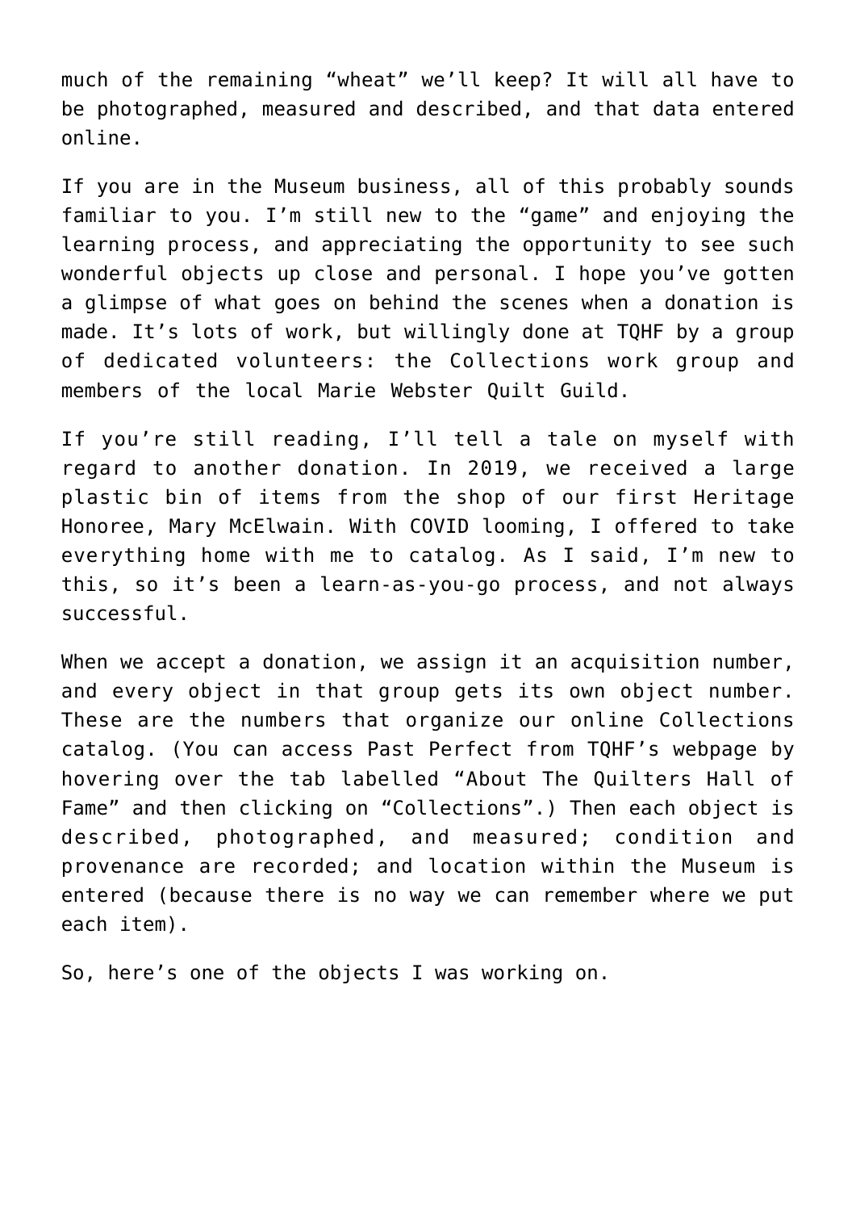much of the remaining “wheat” we’ll keep? It will all have to be photographed, measured and described, and that data entered online.

If you are in the Museum business, all of this probably sounds familiar to you. I’m still new to the “game” and enjoying the learning process, and appreciating the opportunity to see such wonderful objects up close and personal. I hope you’ve gotten a glimpse of what goes on behind the scenes when a donation is made. It’s lots of work, but willingly done at TQHF by a group of dedicated volunteers: the Collections work group and members of the local Marie Webster Quilt Guild.

If you’re still reading, I’ll tell a tale on myself with regard to another donation. In 2019, we received a large plastic bin of items from the shop of our first Heritage Honoree, Mary McElwain. With COVID looming, I offered to take everything home with me to catalog. As I said, I’m new to this, so it’s been a learn-as-you-go process, and not always successful.

When we accept a donation, we assign it an acquisition number, and every object in that group gets its own object number. These are the numbers that organize our online Collections catalog. (You can access Past Perfect from TQHF’s webpage by hovering over the tab labelled “About The Quilters Hall of Fame” and then clicking on “Collections”.) Then each object is described, photographed, and measured; condition and provenance are recorded; and location within the Museum is entered (because there is no way we can remember where we put each item).

So, here’s one of the objects I was working on.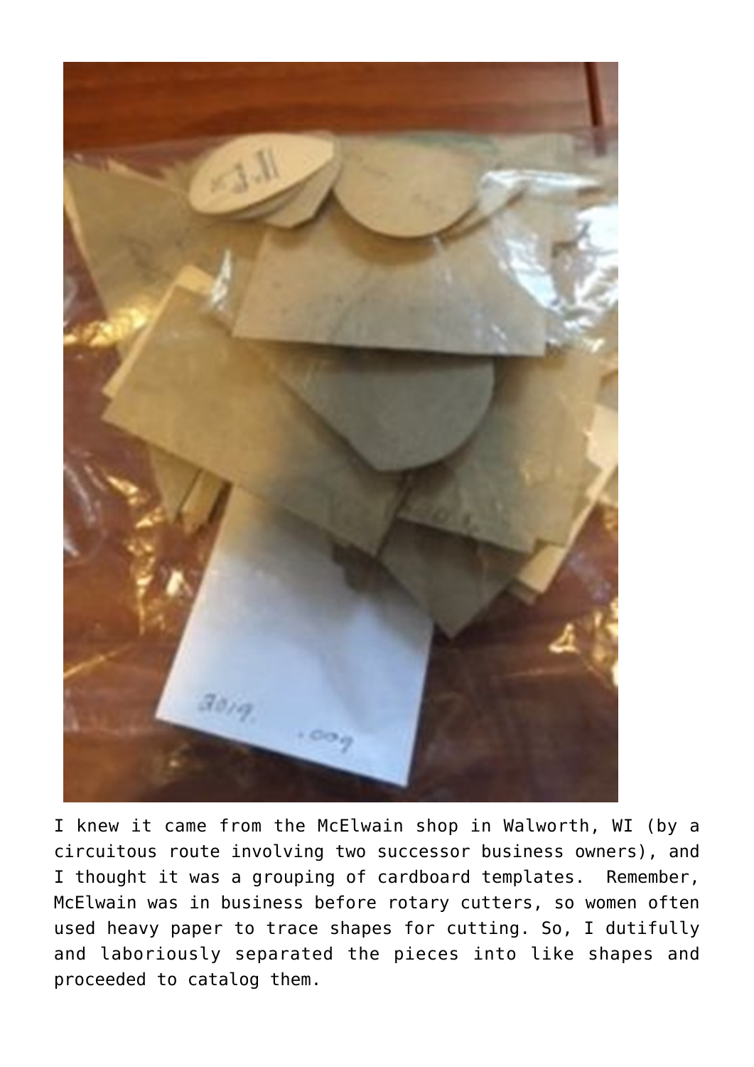I knew it came from the McElwain shop in Walworth, WI (by a circuitous route involving two successor business owners), and I thought it was a grouping of cardboard templates.  Remember, McElwain was in business before rotary cutters, so women often used heavy paper to trace shapes for cutting. So, I dutifully and laboriously separated the pieces into like shapes and proceeded to catalog them.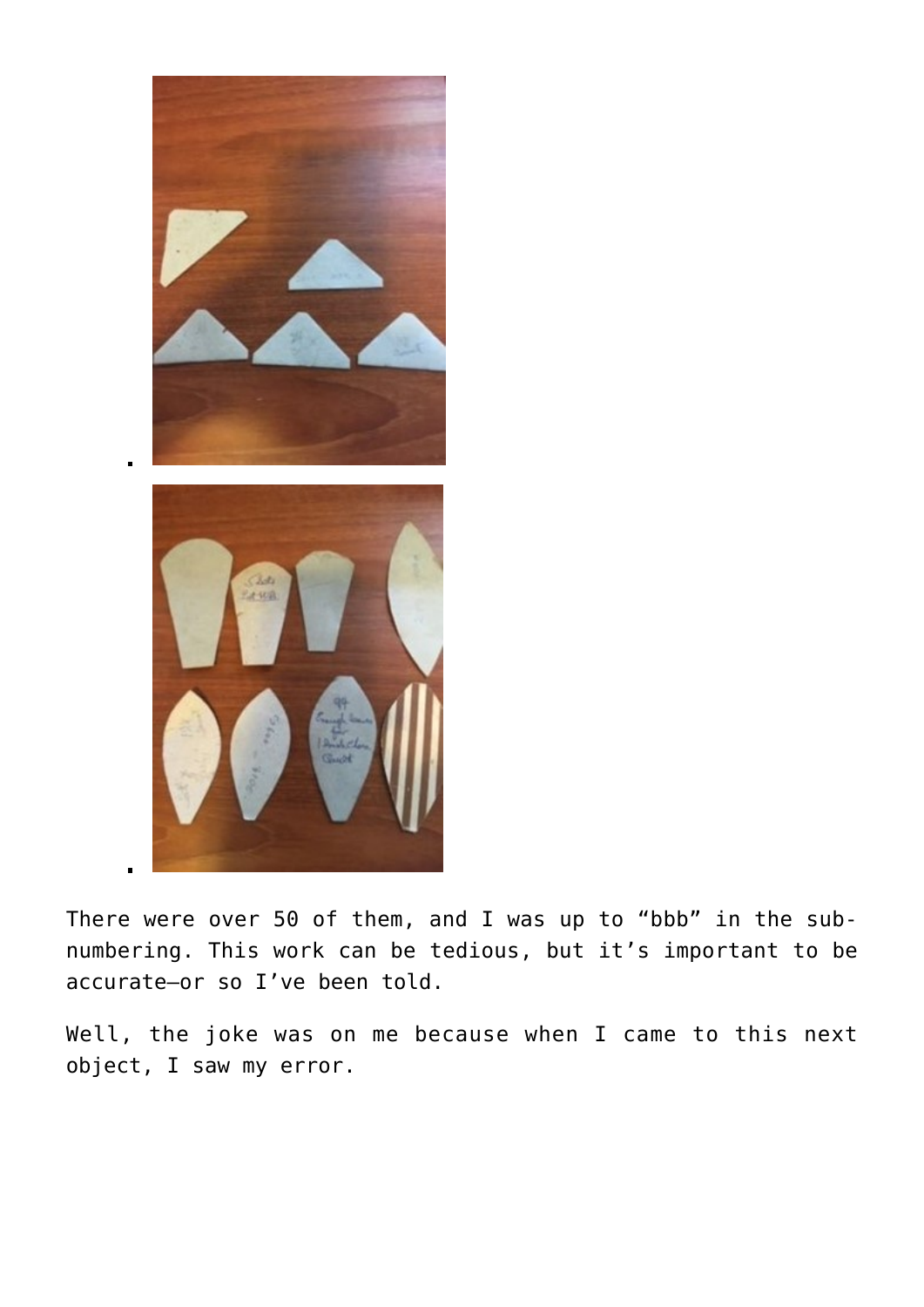There were over 50 of them, and I was up to “bbb” in the sub-numbering. This work can be tedious, but it’s important to be accurate—or so I’ve been told.

Well, the joke was on me because when I came to this next object, I saw my error.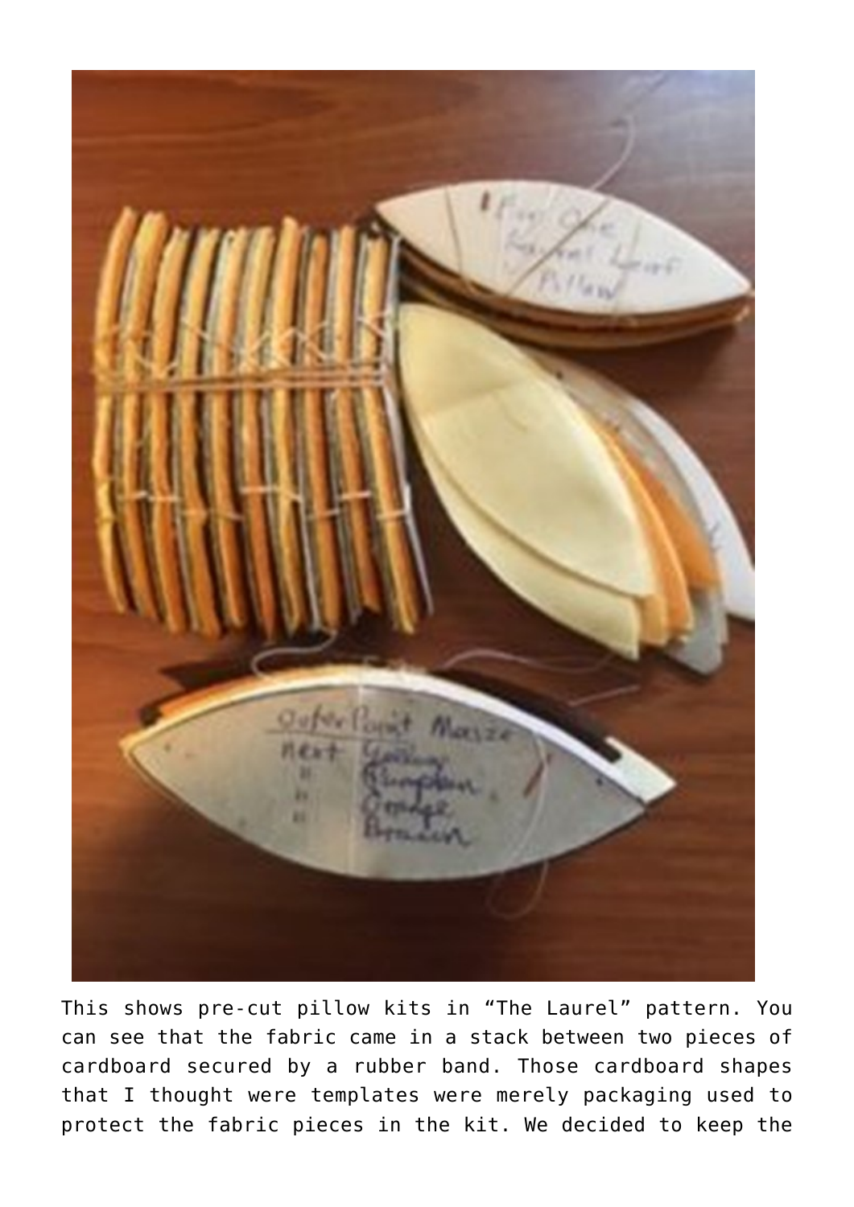This shows pre-cut pillow kits in "The Laurel" pattern. You can see that the fabric came in a stack between two pieces of cardboard secured by a rubber band. Those cardboard shapes that I thought were templates were merely packaging used to protect the fabric pieces in the kit. We decided to keep the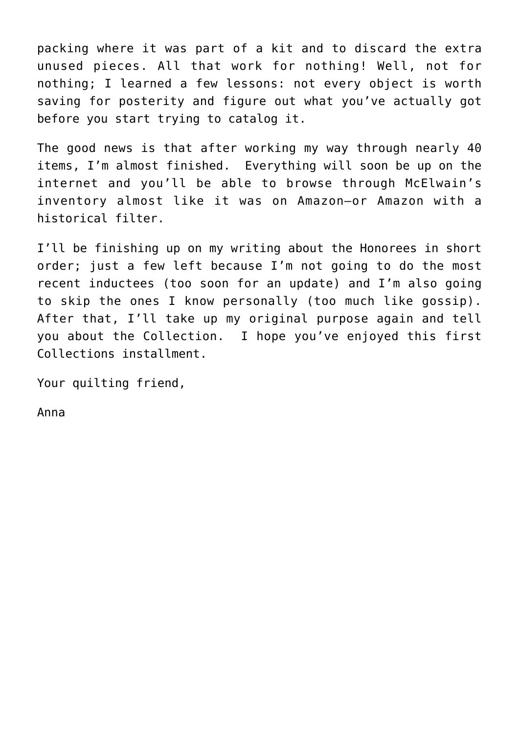packing where it was part of a kit and to discard the extra unused pieces. All that work for nothing! Well, not for nothing; I learned a few lessons: not every object is worth saving for posterity and figure out what you've actually got before you start trying to catalog it.

The good news is that after working my way through nearly 40 items, I'm almost finished. Everything will soon be up on the internet and you'll be able to browse through McElwain's inventory almost like it was on Amazon—or Amazon with a historical filter.

I'll be finishing up on my writing about the Honorees in short order; just a few left because I'm not going to do the most recent inductees (too soon for an update) and I'm also going to skip the ones I know personally (too much like gossip). After that, I'll take up my original purpose again and tell you about the Collection. I hope you've enjoyed this first Collections installment.

Your quilting friend,

Anna